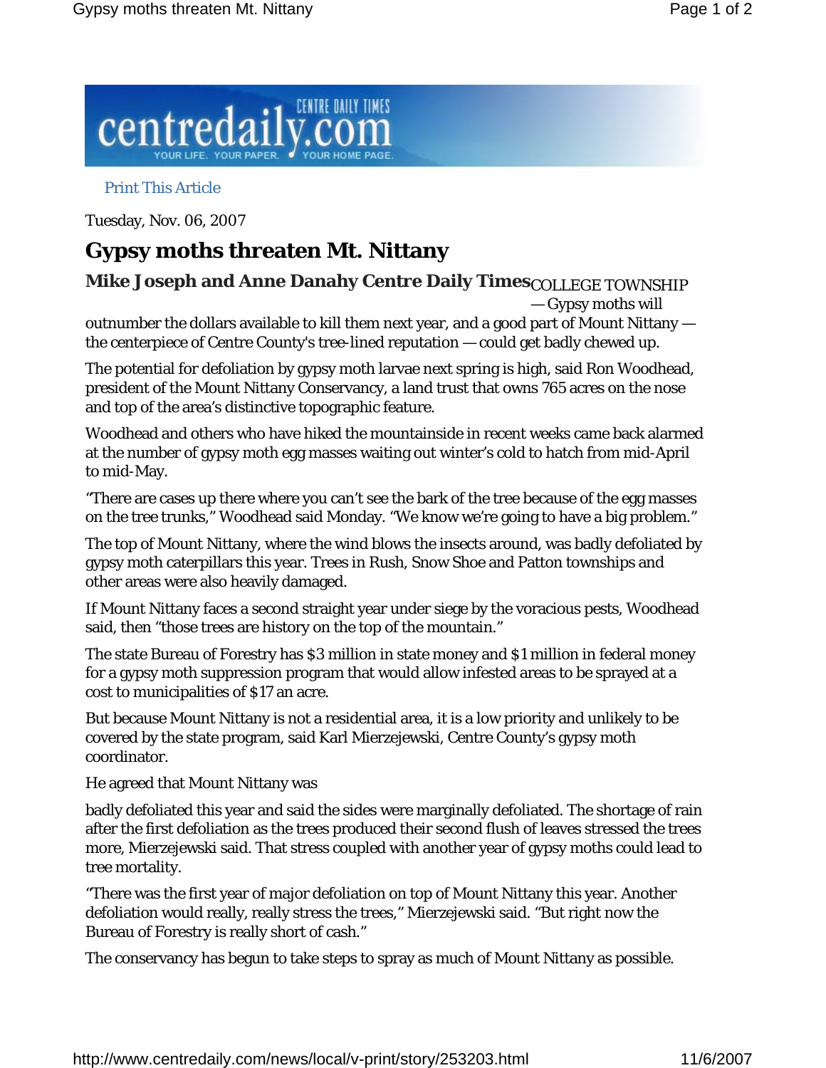Print This Article

Tuesday, Nov. 06, 2007

# Gypsy moths threaten Mt. Nittany

**Mike Joseph and Anne Danahy Centre Daily Times**

COLLEGE TOWNSHIP — Gypsy moths will outnumber the dollars available to kill them next year, and a good part of Mount Nittany — the centerpiece of Centre County's tree-lined reputation — could get badly chewed up.

The potential for defoliation by gypsy moth larvae next spring is high, said Ron Woodhead, president of the Mount Nittany Conservancy, a land trust that owns 765 acres on the nose and top of the area's distinctive topographic feature.

Woodhead and others who have hiked the mountainside in recent weeks came back alarmed at the number of gypsy moth egg masses waiting out winter's cold to hatch from mid-April to mid-May.

"There are cases up there where you can't see the bark of the tree because of the egg masses on the tree trunks," Woodhead said Monday. "We know we're going to have a big problem."

The top of Mount Nittany, where the wind blows the insects around, was badly defoliated by gypsy moth caterpillars this year. Trees in Rush, Snow Shoe and Patton townships and other areas were also heavily damaged.

If Mount Nittany faces a second straight year under siege by the voracious pests, Woodhead said, then "those trees are history on the top of the mountain."

The state Bureau of Forestry has $3 million in state money and $1 million in federal money for a gypsy moth suppression program that would allow infested areas to be sprayed at a cost to municipalities of $17 an acre.

But because Mount Nittany is not a residential area, it is a low priority and unlikely to be covered by the state program, said Karl Mierzejewski, Centre County's gypsy moth coordinator.

He agreed that Mount Nittany was badly defoliated this year and said the sides were marginally defoliated. The shortage of rain after the first defoliation as the trees produced their second flush of leaves stressed the trees more, Mierzejewski said. That stress coupled with another year of gypsy moths could lead to tree mortality.

"There was the first year of major defoliation on top of Mount Nittany this year. Another defoliation would really, really stress the trees," Mierzejewski said. "But right now the Bureau of Forestry is really short of cash."

The conservancy has begun to take steps to spray as much of Mount Nittany as possible.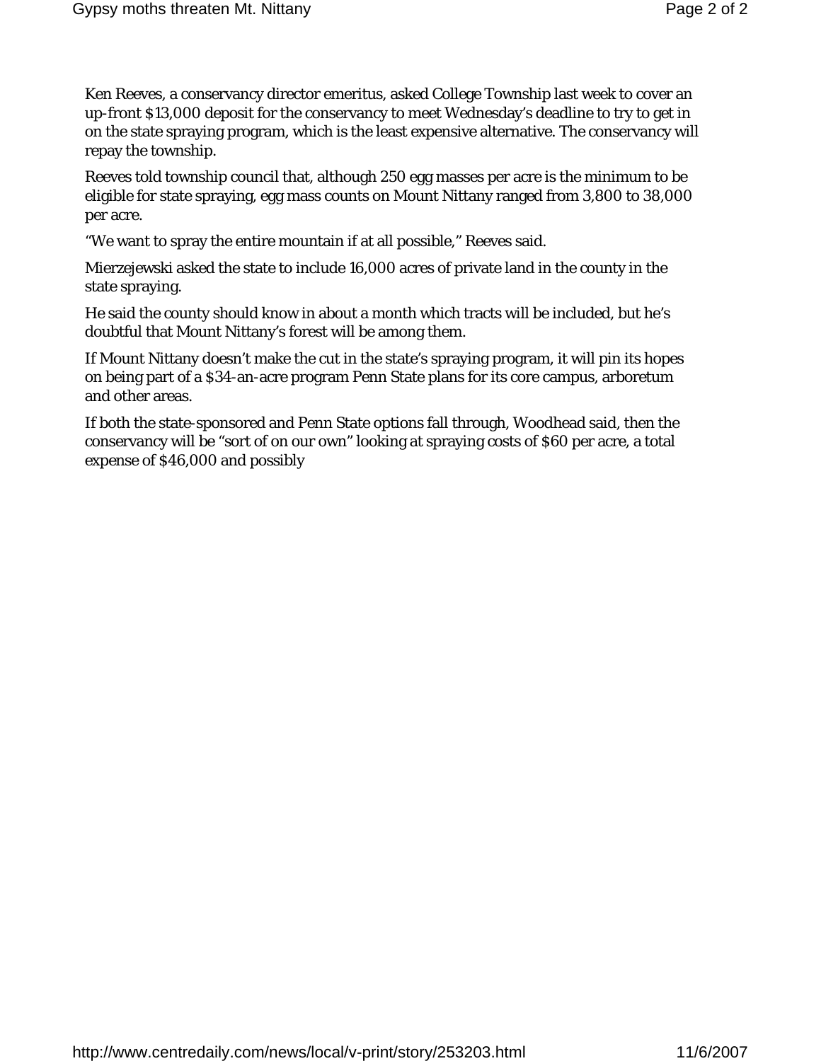Ken Reeves, a conservancy director emeritus, asked College Township last week to cover an up-front $13,000 deposit for the conservancy to meet Wednesday's deadline to try to get in on the state spraying program, which is the least expensive alternative. The conservancy will repay the township.

Reeves told township council that, although 250 egg masses per acre is the minimum to be eligible for state spraying, egg mass counts on Mount Nittany ranged from 3,800 to 38,000 per acre.

"We want to spray the entire mountain if at all possible," Reeves said.

Mierzejewski asked the state to include 16,000 acres of private land in the county in the state spraying.

He said the county should know in about a month which tracts will be included, but he's doubtful that Mount Nittany's forest will be among them.

If Mount Nittany doesn't make the cut in the state's spraying program, it will pin its hopes on being part of a $34-an-acre program Penn State plans for its core campus, arboretum and other areas.

If both the state-sponsored and Penn State options fall through, Woodhead said, then the conservancy will be "sort of on our own" looking at spraying costs of $60 per acre, a total expense of $46,000 and possibly